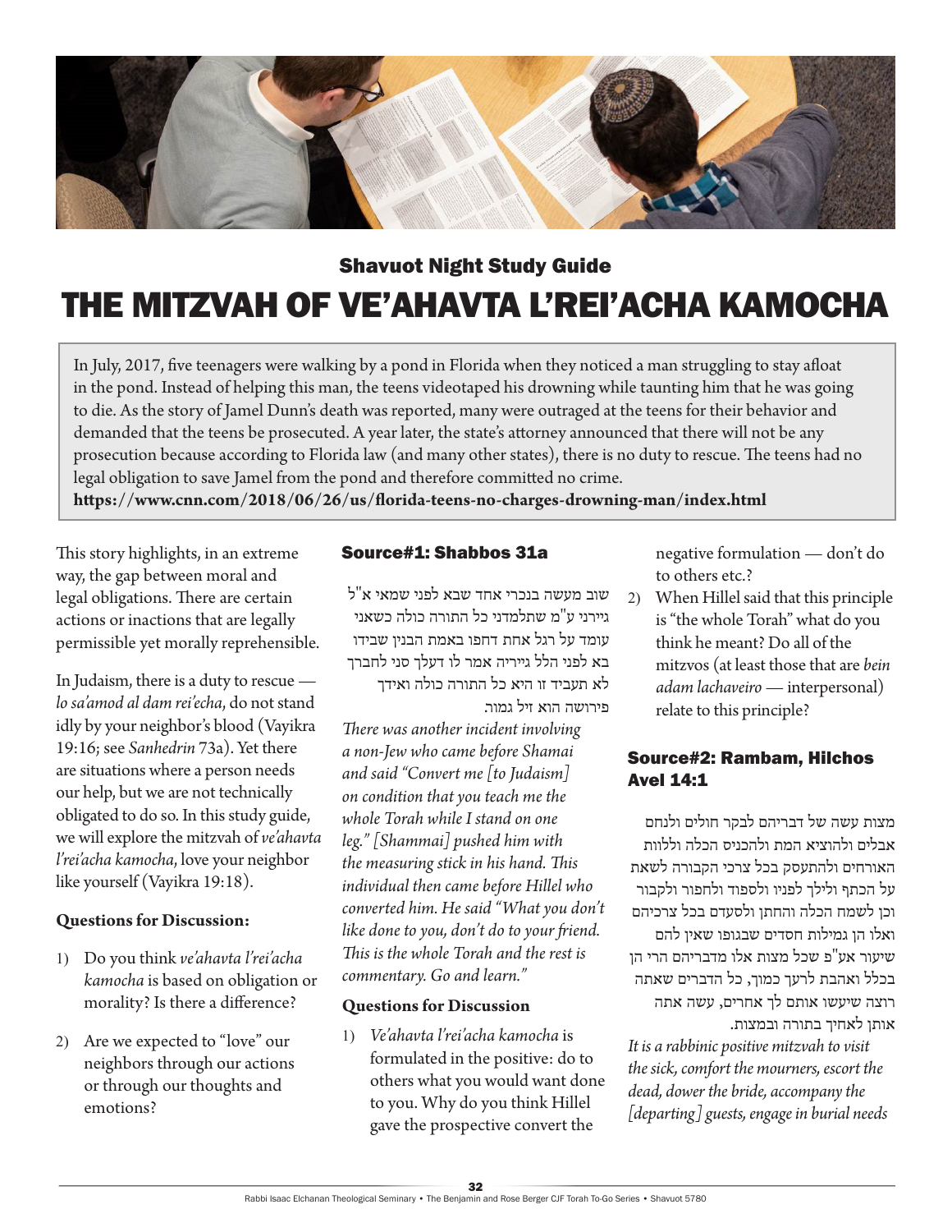## Shavuot Night Study Guide

# THE MITZVAH OF VE'AHAVTA L'REI'ACHA KAMOCHA

In July, 2017, five teenagers were walking by a pond in Florida when they noticed a man struggling to stay afloat in the pond. Instead of helping this man, the teens videotaped his drowning while taunting him that he was going to die. As the story of Jamel Dunn's death was reported, many were outraged at the teens for their behavior and demanded that the teens be prosecuted. A year later, the state's attorney announced that there will not be any prosecution because according to Florida law (and many other states), there is no duty to rescue. The teens had no legal obligation to save Jamel from the pond and therefore committed no crime.
**https://www.cnn.com/2018/06/26/us/florida-teens-no-charges-drowning-man/index.html**

This story highlights, in an extreme way, the gap between moral and legal obligations. There are certain actions or inactions that are legally permissible yet morally reprehensible.

In Judaism, there is a duty to rescue — *lo sa'amod al dam rei'echa*, do not stand idly by your neighbor's blood (Vayikra 19:16; see *Sanhedrin* 73a). Yet there are situations where a person needs our help, but we are not technically obligated to do so. In this study guide, we will explore the mitzvah of *ve'ahavta l'rei'acha kamocha*, love your neighbor like yourself (Vayikra 19:18).

**Questions for Discussion:**

1) Do you think *ve'ahavta l'rei'acha kamocha* is based on obligation or morality? Is there a difference?
2) Are we expected to "love" our neighbors through our actions or through our thoughts and emotions?

### Source#1: Shabbos 31a

שוב מעשה בנכרי אחד שבא לפני שמאי א"ל גיירני ע"מ שתלמדני כל התורה כולה כשאני עומד על רגל אחת דחפו באמת הבנין שבידו בא לפני הלל גייריה אמר לו דעלך סני לחברך לא תעביד זו היא כל התורה כולה ואידך פירושה הוא זיל גמור.

*There was another incident involving a non-Jew who came before Shamai and said "Convert me [to Judaism] on condition that you teach me the whole Torah while I stand on one leg." [Shammai] pushed him with the measuring stick in his hand. This individual then came before Hillel who converted him. He said "What you don't like done to you, don't do to your friend. This is the whole Torah and the rest is commentary. Go and learn."*

**Questions for Discussion**

1) *Ve'ahavta l'rei'acha kamocha* is formulated in the positive: do to others what you would want done to you. Why do you think Hillel gave the prospective convert the negative formulation — don't do to others etc.?
2) When Hillel said that this principle is "the whole Torah" what do you think he meant? Do all of the mitzvos (at least those that are *bein adam lachaveiro* — interpersonal) relate to this principle?

### Source#2: Rambam, Hilchos Avel 14:1

מצות עשה של דבריהם לבקר חולים ולנחם אבלים ולהוציא המת ולהכניס הכלה וללוות האורחים ולהתעסק בכל צרכי הקבורה לשאת על הכתף ולילך לפניו ולספוד ולחפור ולקבור וכן לשמח הכלה והחתן ולסעדם בכל צרכיהם ואלו הן גמילות חסדים שבגופו שאין להם שיעור אע"פ שכל מצות אלו מדבריהם הרי הן בכלל ואהבת לרעך כמוך, כל הדברים שאתה רוצה שיעשו אותם לך אחרים, עשה אתה אותן לאחיך בתורה ובמצות.

*It is a rabbinic positive mitzvah to visit the sick, comfort the mourners, escort the dead, dower the bride, accompany the [departing] guests, engage in burial needs*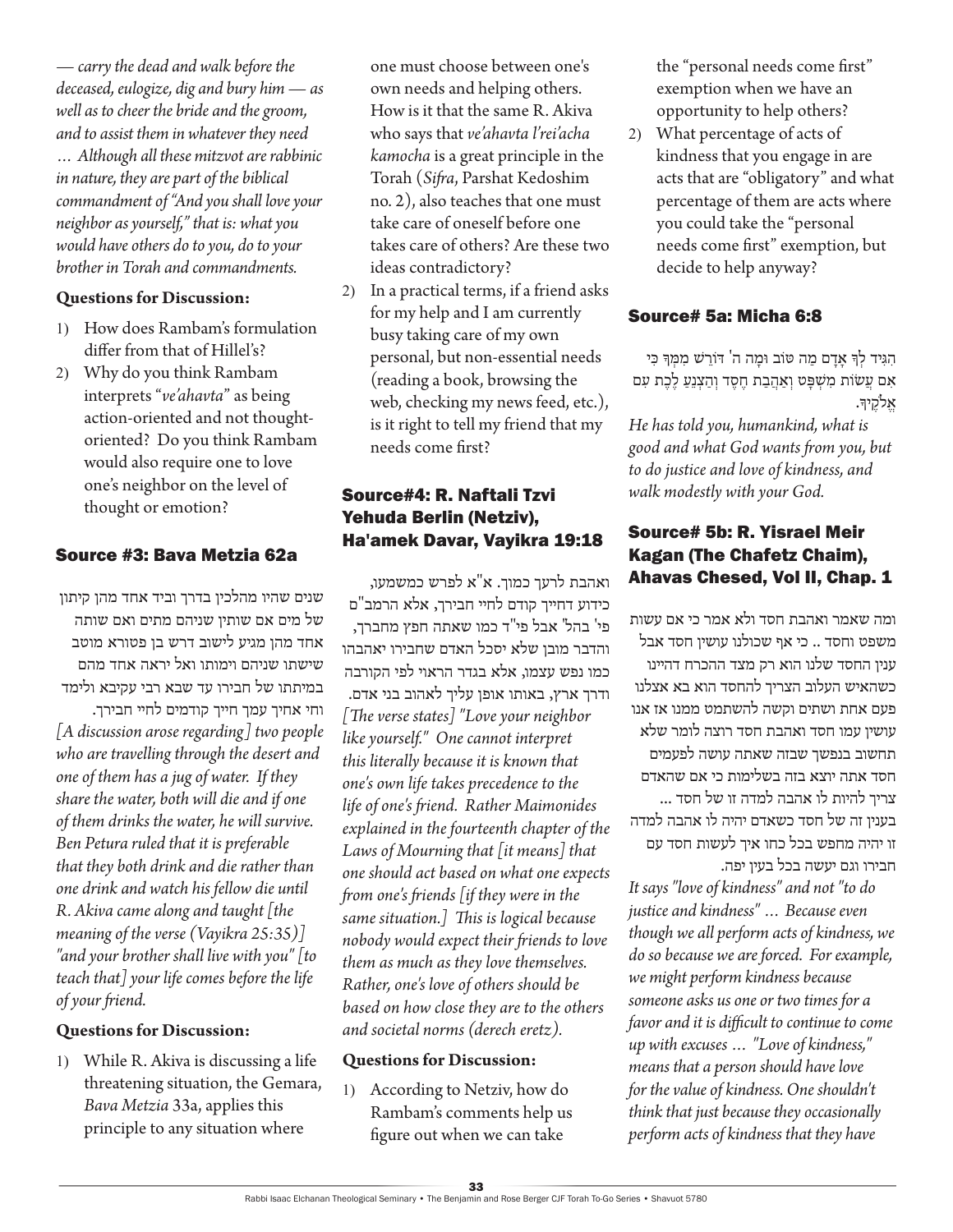*— carry the dead and walk before the deceased, eulogize, dig and bury him — as well as to cheer the bride and the groom, and to assist them in whatever they need … Although all these mitzvot are rabbinic in nature, they are part of the biblical commandment of "And you shall love your neighbor as yourself," that is: what you would have others do to you, do to your brother in Torah and commandments.*

**Questions for Discussion:**

1) How does Rambam's formulation differ from that of Hillel's?
2) Why do you think Rambam interprets "*ve'ahavta*" as being action-oriented and not thought-oriented? Do you think Rambam would also require one to love one's neighbor on the level of thought or emotion?

## Source #3: Bava Metzia 62a

שנים שהיו מהלכין בדרך וביד אחד מהן קיתון של מים אם שותין שניהם מתים ואם שותה אחד מהן מגיע לישוב דרש בן פטורא מוטב שישתו שניהם וימותו ואל יראה אחד מהם במיתתו של חבירו עד שבא רבי עקיבא ולימד וחי אחיך עמך חייך קודמים לחיי חבירך.

*[A discussion arose regarding] two people who are travelling through the desert and one of them has a jug of water. If they share the water, both will die and if one of them drinks the water, he will survive. Ben Petura ruled that it is preferable that they both drink and die rather than one drink and watch his fellow die until R. Akiva came along and taught [the meaning of the verse (Vayikra 25:35)] "and your brother shall live with you" [to teach that] your life comes before the life of your friend.*

**Questions for Discussion:**

1) While R. Akiva is discussing a life threatening situation, the Gemara, *Bava Metzia* 33a, applies this principle to any situation where one must choose between one's own needs and helping others. How is it that the same R. Akiva who says that *ve'ahavta l'rei'acha kamocha* is a great principle in the Torah (*Sifra*, Parshat Kedoshim no. 2), also teaches that one must take care of oneself before one takes care of others? Are these two ideas contradictory?
2) In a practical terms, if a friend asks for my help and I am currently busy taking care of my own personal, but non-essential needs (reading a book, browsing the web, checking my news feed, etc.), is it right to tell my friend that my needs come first?

## Source#4: R. Naftali Tzvi Yehuda Berlin (Netziv), Ha'amek Davar, Vayikra 19:18

ואהבת לרעך כמוך. א"א לפרש כמשמעו, כידוע דחייך קודם לחיי חבירך, אלא הרמב"ם פי' בהל' אבל פי"ד כמו שאתה חפץ מחברך, והדבר מובן שלא יסכל האדם שחבירו יאהבהו כמו נפש עצמו, אלא בגדר הראוי לפי הקורבה ודרך ארץ, באותו אופן עליך לאהוב בני אדם.

*[The verse states] "Love your neighbor like yourself." One cannot interpret this literally because it is known that one's own life takes precedence to the life of one's friend. Rather Maimonides explained in the fourteenth chapter of the Laws of Mourning that [it means] that one should act based on what one expects from one's friends [if they were in the same situation.] This is logical because nobody would expect their friends to love them as much as they love themselves. Rather, one's love of others should be based on how close they are to the others and societal norms (derech eretz).*

**Questions for Discussion:**

1) According to Netziv, how do Rambam's comments help us figure out when we can take the "personal needs come first" exemption when we have an opportunity to help others?
2) What percentage of acts of kindness that you engage in are acts that are "obligatory" and what percentage of them are acts where you could take the "personal needs come first" exemption, but decide to help anyway?

## Source# 5a: Micha 6:8

הִגִּיד לְךָ אָדָם מַה טּוֹב וּמָה ה' דּוֹרֵשׁ מִמְּךָ כִּי אִם עֲשׂוֹת מִשְׁפָּט וְאַהֲבַת חֶסֶד וְהַצְנֵעַ לֶכֶת עִם אֱלֹקֶיךָ.

*He has told you, humankind, what is good and what God wants from you, but to do justice and love of kindness, and walk modestly with your God.*

## Source# 5b: R. Yisrael Meir Kagan (The Chafetz Chaim), Ahavas Chesed, Vol II, Chap. 1

ומה שאמר ואהבת חסד ולא אמר כי אם עשות משפט וחסד .. כי אף שכולנו עושין חסד אבל ענין החסד שלנו הוא רק מצד ההכרח דהיינו כשהאיש העלוב הצריך להחסד הוא בא אצלנו פעם אחת ושתים וקשה להשתמט ממנו אז אנו עושין עמו חסד ואהבת חסד רוצה לומר שלא תחשוב בנפשך שבזה שאתה עושה לפעמים חסד אתה יוצא בזה בשלימות כי אם שהאדם צריך להיות לו אהבה למדה זו של חסד ... בענין זה של חסד כשאדם יהיה לו אהבה למדה זו יהיה מחפש בכל כחו איך לעשות חסד עם חבירו וגם יעשה בכל בעין יפה.

*It says "love of kindness" and not "to do justice and kindness" … Because even though we all perform acts of kindness, we do so because we are forced. For example, we might perform kindness because someone asks us one or two times for a favor and it is difficult to continue to come up with excuses … "Love of kindness," means that a person should have love for the value of kindness. One shouldn't think that just because they occasionally perform acts of kindness that they have*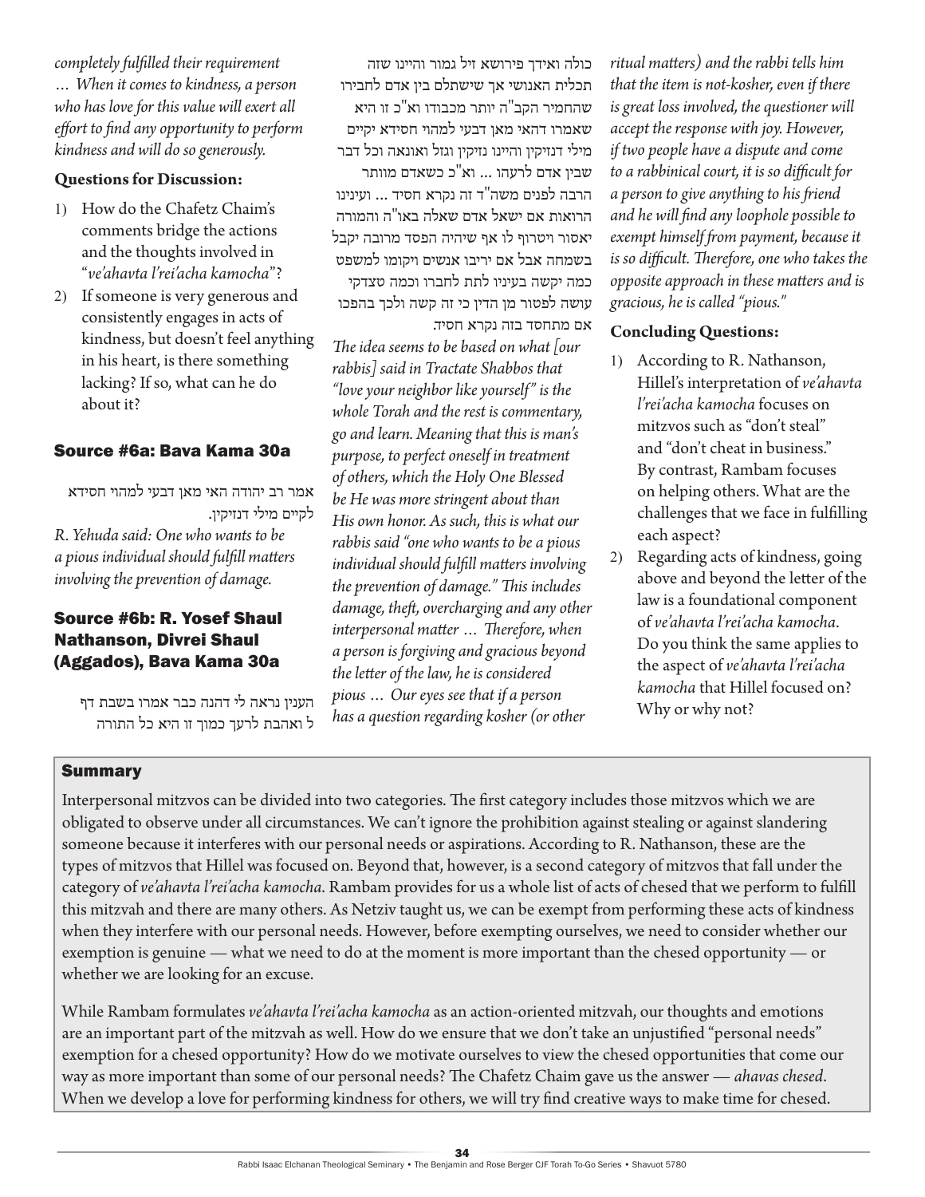*completely fulfilled their requirement … When it comes to kindness, a person who has love for this value will exert all effort to find any opportunity to perform kindness and will do so generously.*

**Questions for Discussion:**

1) How do the Chafetz Chaim's comments bridge the actions and the thoughts involved in "*ve'ahavta l'rei'acha kamocha*"?
2) If someone is very generous and consistently engages in acts of kindness, but doesn't feel anything in his heart, is there something lacking? If so, what can he do about it?

## Source #6a: Bava Kama 30a

אמר רב יהודה האי מאן דבעי למהוי חסידא לקיים מילי דנזיקין.

*R. Yehuda said: One who wants to be a pious individual should fulfill matters involving the prevention of damage.*

## Source #6b: R. Yosef Shaul Nathanson, Divrei Shaul (Aggados), Bava Kama 30a

הענין נראה לי דהנה כבר אמרו בשבת דף ל ואהבת לרעך כמוך זו היא כל התורה כולה ואידך פירושא זיל גמור והיינו שזה תכלית האנושי אך שישתלם בין אדם לחבירו שהחמיר הקב"ה יותר מכבודו וא"כ זו היא שאמרו דהאי מאן דבעי למהוי חסידא יקיים מילי דנזיקין והיינו נזיקין וגזל ואונאה וכל דבר שבין אדם לרעהו ... וא"כ כשאדם מוותר הרבה לפנים משה"ד זה נקרא חסיד ... ועינינו הרואות אם ישאל אדם שאלה באו"ה והמורה יאסור ויטרוף לו אף שיהיה הפסד מרובה יקבל בשמחה אבל אם יריבו אנשים ויקומו למשפט כמה יקשה בעיניו לתת לחברו וכמה טצדקי עושה לפטור מן הדין כי זה קשה ולכך בהפכו אם מתחסד בזה נקרא חסיד.

*The idea seems to be based on what [our rabbis] said in Tractate Shabbos that "love your neighbor like yourself" is the whole Torah and the rest is commentary, go and learn. Meaning that this is man's purpose, to perfect oneself in treatment of others, which the Holy One Blessed be He was more stringent about than His own honor. As such, this is what our rabbis said "one who wants to be a pious individual should fulfill matters involving the prevention of damage." This includes damage, theft, overcharging and any other interpersonal matter … Therefore, when a person is forgiving and gracious beyond the letter of the law, he is considered pious … Our eyes see that if a person has a question regarding kosher (or other ritual matters) and the rabbi tells him that the item is not-kosher, even if there is great loss involved, the questioner will accept the response with joy. However, if two people have a dispute and come to a rabbinical court, it is so difficult for a person to give anything to his friend and he will find any loophole possible to exempt himself from payment, because it is so difficult. Therefore, one who takes the opposite approach in these matters and is gracious, he is called "pious."*

**Concluding Questions:**

1) According to R. Nathanson, Hillel's interpretation of *ve'ahavta l'rei'acha kamocha* focuses on mitzvos such as "don't steal" and "don't cheat in business." By contrast, Rambam focuses on helping others. What are the challenges that we face in fulfilling each aspect?
2) Regarding acts of kindness, going above and beyond the letter of the law is a foundational component of *ve'ahavta l'rei'acha kamocha*. Do you think the same applies to the aspect of *ve'ahavta l'rei'acha kamocha* that Hillel focused on? Why or why not?

## Summary

Interpersonal mitzvos can be divided into two categories. The first category includes those mitzvos which we are obligated to observe under all circumstances. We can't ignore the prohibition against stealing or against slandering someone because it interferes with our personal needs or aspirations. According to R. Nathanson, these are the types of mitzvos that Hillel was focused on. Beyond that, however, is a second category of mitzvos that fall under the category of *ve'ahavta l'rei'acha kamocha*. Rambam provides for us a whole list of acts of chesed that we perform to fulfill this mitzvah and there are many others. As Netziv taught us, we can be exempt from performing these acts of kindness when they interfere with our personal needs. However, before exempting ourselves, we need to consider whether our exemption is genuine — what we need to do at the moment is more important than the chesed opportunity — or whether we are looking for an excuse.

While Rambam formulates *ve'ahavta l'rei'acha kamocha* as an action-oriented mitzvah, our thoughts and emotions are an important part of the mitzvah as well. How do we ensure that we don't take an unjustified "personal needs" exemption for a chesed opportunity? How do we motivate ourselves to view the chesed opportunities that come our way as more important than some of our personal needs? The Chafetz Chaim gave us the answer — *ahavas chesed*. When we develop a love for performing kindness for others, we will try find creative ways to make time for chesed.